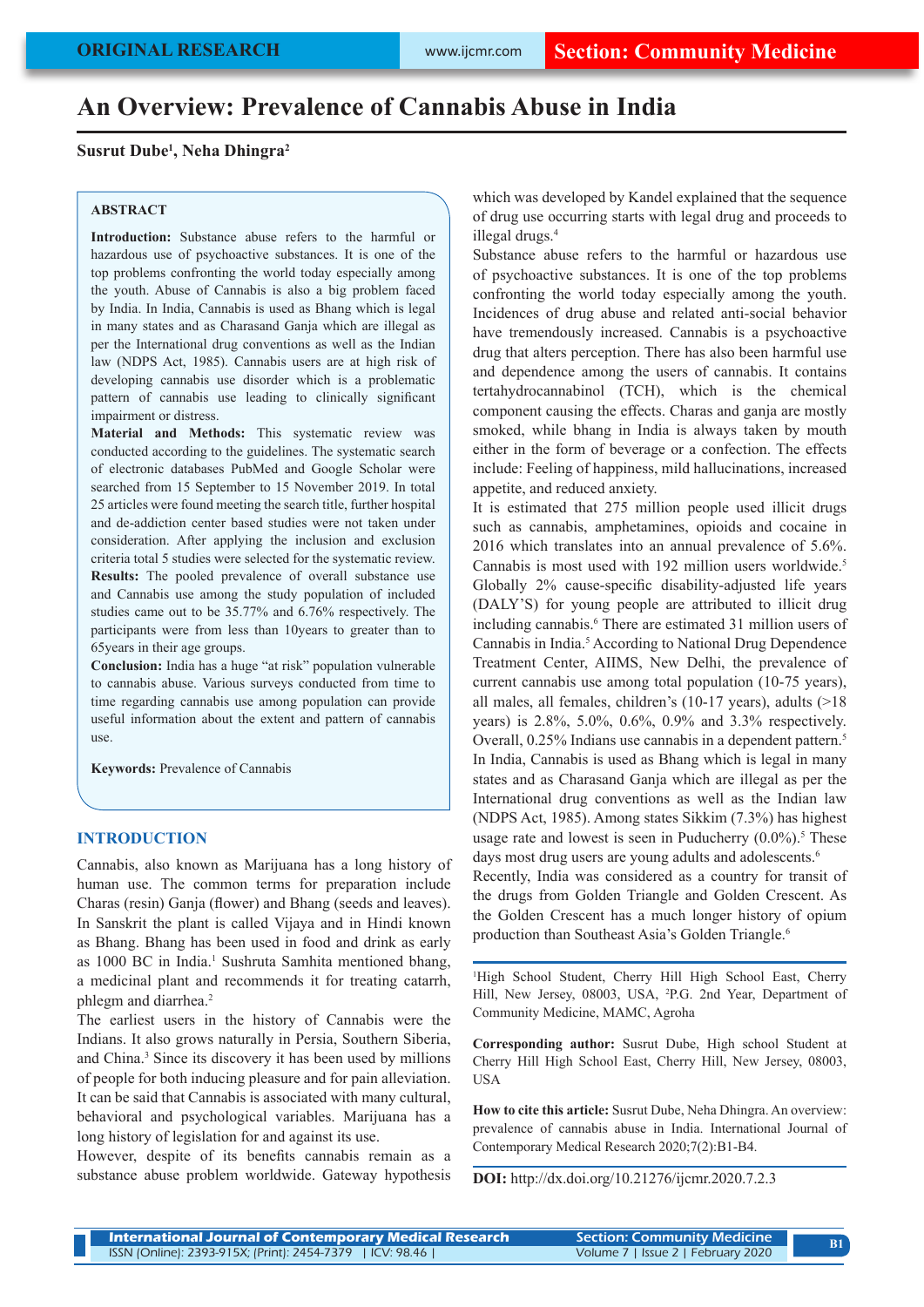ORIGINAL RESEARCH

Section: Community Medicine

# An Overview: Prevalence of Cannabis Abuse in India

**Susrut Dube[1], Neha Dhingra[2]**

## ABSTRACT

**Introduction:** Substance abuse refers to the harmful or hazardous use of psychoactive substances. It is one of the top problems confronting the world today especially among the youth. Abuse of Cannabis is also a big problem faced by India. In India, Cannabis is used as Bhang which is legal in many states and as Charasand Ganja which are illegal as per the International drug conventions as well as the Indian law (NDPS Act, 1985). Cannabis users are at high risk of developing cannabis use disorder which is a problematic pattern of cannabis use leading to clinically significant impairment or distress.

**Material and Methods:** This systematic review was conducted according to the guidelines. The systematic search of electronic databases PubMed and Google Scholar were searched from 15 September to 15 November 2019. In total 25 articles were found meeting the search title, further hospital and de-addiction center based studies were not taken under consideration. After applying the inclusion and exclusion criteria total 5 studies were selected for the systematic review.

**Results:** The pooled prevalence of overall substance use and Cannabis use among the study population of included studies came out to be 35.77% and 6.76% respectively. The participants were from less than 10years to greater than to 65years in their age groups.

**Conclusion:** India has a huge "at risk" population vulnerable to cannabis abuse. Various surveys conducted from time to time regarding cannabis use among population can provide useful information about the extent and pattern of cannabis use.

**Keywords:** Prevalence of Cannabis

## INTRODUCTION

Cannabis, also known as Marijuana has a long history of human use. The common terms for preparation include Charas (resin) Ganja (flower) and Bhang (seeds and leaves). In Sanskrit the plant is called Vijaya and in Hindi known as Bhang. Bhang has been used in food and drink as early as 1000 BC in India.[1] Sushruta Samhita mentioned bhang, a medicinal plant and recommends it for treating catarrh, phlegm and diarrhea.[2]

The earliest users in the history of Cannabis were the Indians. It also grows naturally in Persia, Southern Siberia, and China.[3] Since its discovery it has been used by millions of people for both inducing pleasure and for pain alleviation. It can be said that Cannabis is associated with many cultural, behavioral and psychological variables. Marijuana has a long history of legislation for and against its use.

However, despite of its benefits cannabis remain as a substance abuse problem worldwide. Gateway hypothesis which was developed by Kandel explained that the sequence of drug use occurring starts with legal drug and proceeds to illegal drugs.[4]

Substance abuse refers to the harmful or hazardous use of psychoactive substances. It is one of the top problems confronting the world today especially among the youth. Incidences of drug abuse and related anti-social behavior have tremendously increased. Cannabis is a psychoactive drug that alters perception. There has also been harmful use and dependence among the users of cannabis. It contains tertahydrocannabinol (TCH), which is the chemical component causing the effects. Charas and ganja are mostly smoked, while bhang in India is always taken by mouth either in the form of beverage or a confection. The effects include: Feeling of happiness, mild hallucinations, increased appetite, and reduced anxiety.

It is estimated that 275 million people used illicit drugs such as cannabis, amphetamines, opioids and cocaine in 2016 which translates into an annual prevalence of 5.6%. Cannabis is most used with 192 million users worldwide.[5] Globally 2% cause-specific disability-adjusted life years (DALY'S) for young people are attributed to illicit drug including cannabis.[6] There are estimated 31 million users of Cannabis in India.[5] According to National Drug Dependence Treatment Center, AIIMS, New Delhi, the prevalence of current cannabis use among total population (10-75 years), all males, all females, children's (10-17 years), adults (>18 years) is 2.8%, 5.0%, 0.6%, 0.9% and 3.3% respectively. Overall, 0.25% Indians use cannabis in a dependent pattern.[5]

In India, Cannabis is used as Bhang which is legal in many states and as Charasand Ganja which are illegal as per the International drug conventions as well as the Indian law (NDPS Act, 1985). Among states Sikkim (7.3%) has highest usage rate and lowest is seen in Puducherry (0.0%).[5] These days most drug users are young adults and adolescents.[6]

Recently, India was considered as a country for transit of the drugs from Golden Triangle and Golden Crescent. As the Golden Crescent has a much longer history of opium production than Southeast Asia's Golden Triangle.[6]

---

[1]High School Student, Cherry Hill High School East, Cherry Hill, New Jersey, 08003, USA, [2]P.G. 2nd Year, Department of Community Medicine, MAMC, Agroha

**Corresponding author:** Susrut Dube, High school Student at Cherry Hill High School East, Cherry Hill, New Jersey, 08003, USA

**How to cite this article:** Susrut Dube, Neha Dhingra. An overview: prevalence of cannabis abuse in India. International Journal of Contemporary Medical Research 2020;7(2):B1-B4.

**DOI:** http://dx.doi.org/10.21276/ijcmr.2020.7.2.3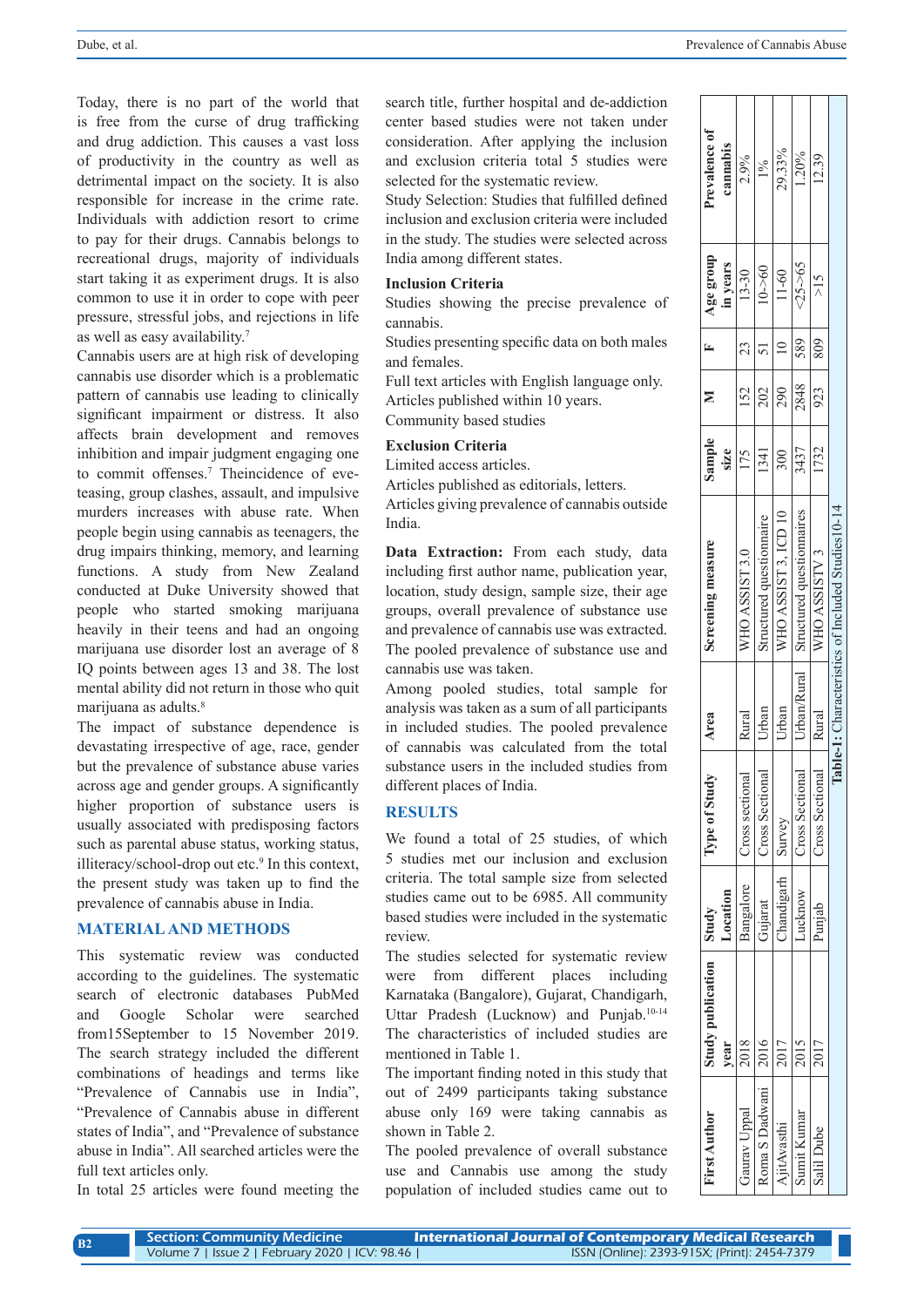Today, there is no part of the world that is free from the curse of drug trafficking and drug addiction. This causes a vast loss of productivity in the country as well as detrimental impact on the society. It is also responsible for increase in the crime rate. Individuals with addiction resort to crime to pay for their drugs. Cannabis belongs to recreational drugs, majority of individuals start taking it as experiment drugs. It is also common to use it in order to cope with peer pressure, stressful jobs, and rejections in life as well as easy availability.[7]

Cannabis users are at high risk of developing cannabis use disorder which is a problematic pattern of cannabis use leading to clinically significant impairment or distress. It also affects brain development and removes inhibition and impair judgment engaging one to commit offenses.[7] Theincidence of eve-teasing, group clashes, assault, and impulsive murders increases with abuse rate. When people begin using cannabis as teenagers, the drug impairs thinking, memory, and learning functions. A study from New Zealand conducted at Duke University showed that people who started smoking marijuana heavily in their teens and had an ongoing marijuana use disorder lost an average of 8 IQ points between ages 13 and 38. The lost mental ability did not return in those who quit marijuana as adults.[8]

The impact of substance dependence is devastating irrespective of age, race, gender but the prevalence of substance abuse varies across age and gender groups. A significantly higher proportion of substance users is usually associated with predisposing factors such as parental abuse status, working status, illiteracy/school-drop out etc.[9] In this context, the present study was taken up to find the prevalence of cannabis abuse in India.

## MATERIAL AND METHODS

This systematic review was conducted according to the guidelines. The systematic search of electronic databases PubMed and Google Scholar were searched from15September to 15 November 2019. The search strategy included the different combinations of headings and terms like "Prevalence of Cannabis use in India", "Prevalence of Cannabis abuse in different states of India", and "Prevalence of substance abuse in India". All searched articles were the full text articles only.

In total 25 articles were found meeting the search title, further hospital and de-addiction center based studies were not taken under consideration. After applying the inclusion and exclusion criteria total 5 studies were selected for the systematic review.

Study Selection: Studies that fulfilled defined inclusion and exclusion criteria were included in the study. The studies were selected across India among different states.

**Inclusion Criteria**

Studies showing the precise prevalence of cannabis.

Studies presenting specific data on both males and females.

Full text articles with English language only.

Articles published within 10 years.

Community based studies

**Exclusion Criteria**

Limited access articles.

Articles published as editorials, letters.

Articles giving prevalence of cannabis outside India.

**Data Extraction:** From each study, data including first author name, publication year, location, study design, sample size, their age groups, overall prevalence of substance use and prevalence of cannabis use was extracted. The pooled prevalence of substance use and cannabis use was taken.

Among pooled studies, total sample for analysis was taken as a sum of all participants in included studies. The pooled prevalence of cannabis was calculated from the total substance users in the included studies from different places of India.

## RESULTS

We found a total of 25 studies, of which 5 studies met our inclusion and exclusion criteria. The total sample size from selected studies came out to be 6985. All community based studies were included in the systematic review.

The studies selected for systematic review were from different places including Karnataka (Bangalore), Gujarat, Chandigarh, Uttar Pradesh (Lucknow) and Punjab.[10-14] The characteristics of included studies are mentioned in Table 1.

The important finding noted in this study that out of 2499 participants taking substance abuse only 169 were taking cannabis as shown in Table 2.

The pooled prevalence of overall substance use and Cannabis use among the study population of included studies came out to

| First Author | Study publication year | Study Location | Type of Study | Area | Screening measure | Sample size | M | F | Age group in years | Prevalence of cannabis |
|---|---|---|---|---|---|---|---|---|---|---|
| Gaurav Uppal | 2018 | Bangalore | Cross sectional | Rural | WHO ASSIST 3.0 | 175 | 152 | 23 | 13-30 | 2.9% |
| Roma S Dadwani | 2016 | Gujarat | Cross Sectional | Urban | Structured questionnaire | 1341 | 202 | 51 | 10->60 | 1% |
| AjitAvasthi | 2017 | Chandigarh | Survey | Urban | WHO ASSIST 3, ICD 10 | 300 | 290 | 10 | 11-60 | 29.33% |
| Sumit Kumar | 2015 | Lucknow | Cross Sectional | Urban/Rural | Structured questionnaires | 3437 | 2848 | 589 | <25->65 | 1.20% |
| Salil Dube | 2017 | Punjab | Cross Sectional | Rural | WHO ASSISTV 3 | 1732 | 923 | 809 | >15 | 12.39 |

**Table-1:** Characteristics of Included Studies10-14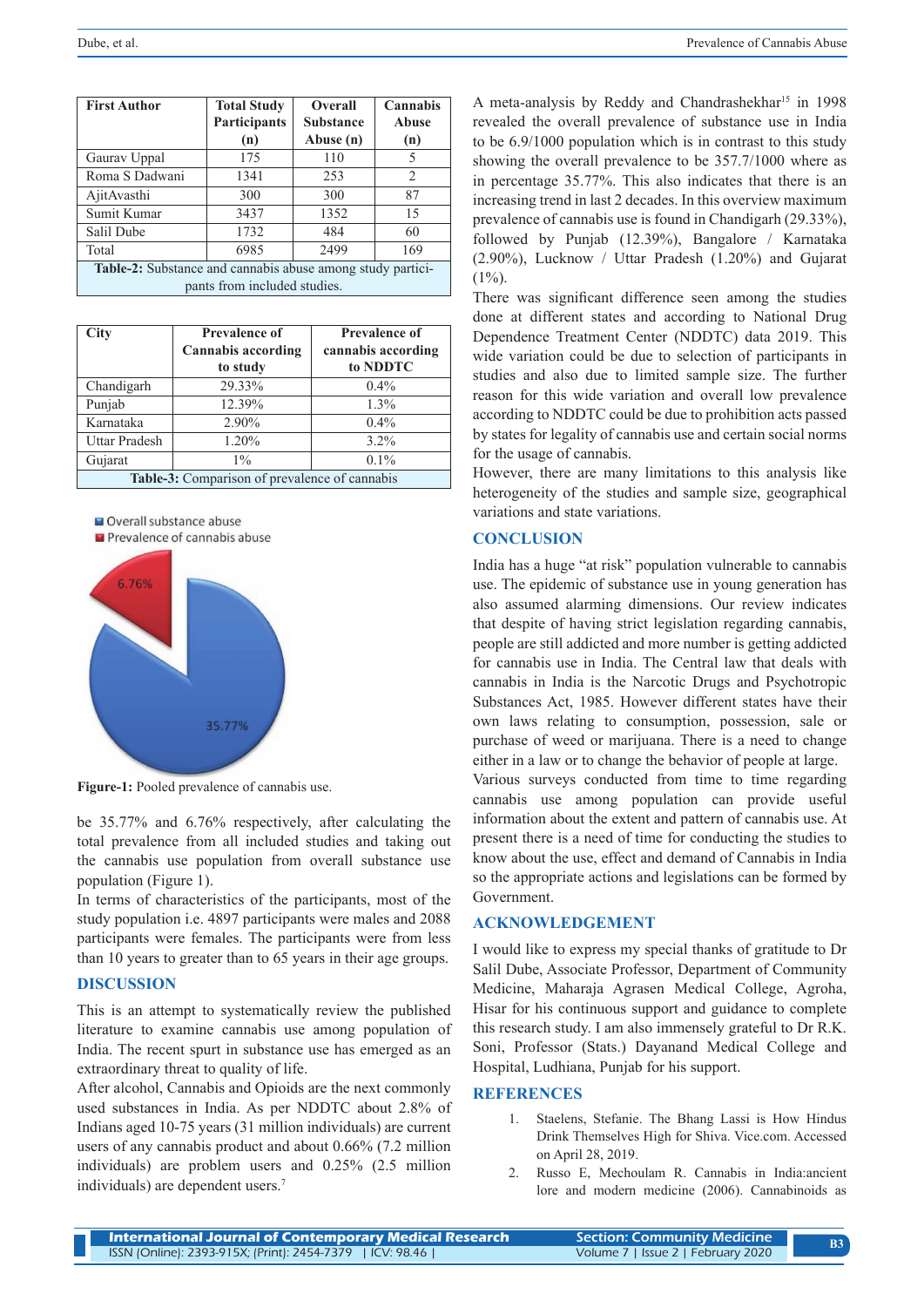| First Author | Total Study Participants (n) | Overall Substance Abuse (n) | Cannabis Abuse (n) |
|---|---|---|---|
| Gaurav Uppal | 175 | 110 | 5 |
| Roma S Dadwani | 1341 | 253 | 2 |
| AjitAvasthi | 300 | 300 | 87 |
| Sumit Kumar | 3437 | 1352 | 15 |
| Salil Dube | 1732 | 484 | 60 |
| Total | 6985 | 2499 | 169 |

**Table-2:** Substance and cannabis abuse among study participants from included studies.

| City | Prevalence of Cannabis according to study | Prevalence of cannabis according to NDDTC |
|---|---|---|
| Chandigarh | 29.33% | 0.4% |
| Punjab | 12.39% | 1.3% |
| Karnataka | 2.90% | 0.4% |
| Uttar Pradesh | 1.20% | 3.2% |
| Gujarat | 1% | 0.1% |

**Table-3:** Comparison of prevalence of cannabis

Overall substance abuse
Prevalence of cannabis abuse

6.76%
35.77%

**Figure-1:** Pooled prevalence of cannabis use.

be 35.77% and 6.76% respectively, after calculating the total prevalence from all included studies and taking out the cannabis use population from overall substance use population (Figure 1).

In terms of characteristics of the participants, most of the study population i.e. 4897 participants were males and 2088 participants were females. The participants were from less than 10 years to greater than to 65 years in their age groups.

## DISCUSSION

This is an attempt to systematically review the published literature to examine cannabis use among population of India. The recent spurt in substance use has emerged as an extraordinary threat to quality of life.

After alcohol, Cannabis and Opioids are the next commonly used substances in India. As per NDDTC about 2.8% of Indians aged 10-75 years (31 million individuals) are current users of any cannabis product and about 0.66% (7.2 million individuals) are problem users and 0.25% (2.5 million individuals) are dependent users.[7]

A meta-analysis by Reddy and Chandrashekhar[15] in 1998 revealed the overall prevalence of substance use in India to be 6.9/1000 population which is in contrast to this study showing the overall prevalence to be 357.7/1000 where as in percentage 35.77%. This also indicates that there is an increasing trend in last 2 decades. In this overview maximum prevalence of cannabis use is found in Chandigarh (29.33%), followed by Punjab (12.39%), Bangalore / Karnataka (2.90%), Lucknow / Uttar Pradesh (1.20%) and Gujarat (1%).

There was significant difference seen among the studies done at different states and according to National Drug Dependence Treatment Center (NDDTC) data 2019. This wide variation could be due to selection of participants in studies and also due to limited sample size. The further reason for this wide variation and overall low prevalence according to NDDTC could be due to prohibition acts passed by states for legality of cannabis use and certain social norms for the usage of cannabis.

However, there are many limitations to this analysis like heterogeneity of the studies and sample size, geographical variations and state variations.

## CONCLUSION

India has a huge "at risk" population vulnerable to cannabis use. The epidemic of substance use in young generation has also assumed alarming dimensions. Our review indicates that despite of having strict legislation regarding cannabis, people are still addicted and more number is getting addicted for cannabis use in India. The Central law that deals with cannabis in India is the Narcotic Drugs and Psychotropic Substances Act, 1985. However different states have their own laws relating to consumption, possession, sale or purchase of weed or marijuana. There is a need to change either in a law or to change the behavior of people at large.

Various surveys conducted from time to time regarding cannabis use among population can provide useful information about the extent and pattern of cannabis use. At present there is a need of time for conducting the studies to know about the use, effect and demand of Cannabis in India so the appropriate actions and legislations can be formed by Government.

## ACKNOWLEDGEMENT

I would like to express my special thanks of gratitude to Dr Salil Dube, Associate Professor, Department of Community Medicine, Maharaja Agrasen Medical College, Agroha, Hisar for his continuous support and guidance to complete this research study. I am also immensely grateful to Dr R.K. Soni, Professor (Stats.) Dayanand Medical College and Hospital, Ludhiana, Punjab for his support.

## REFERENCES

1. Staelens, Stefanie. The Bhang Lassi is How Hindus Drink Themselves High for Shiva. Vice.com. Accessed on April 28, 2019.
2. Russo E, Mechoulam R. Cannabis in India:ancient lore and modern medicine (2006). Cannabinoids as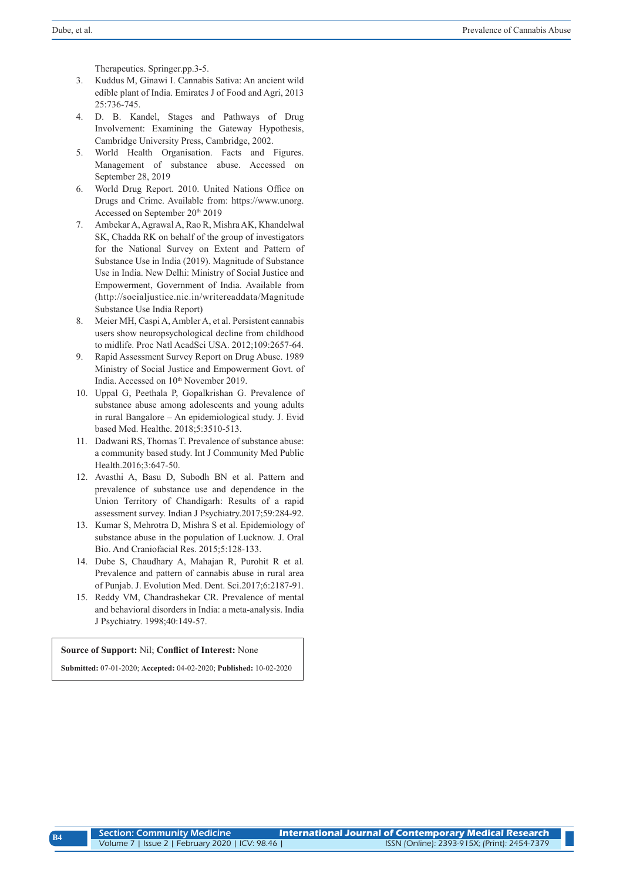Therapeutics. Springer.pp.3-5.

3. Kuddus M, Ginawi I. Cannabis Sativa: An ancient wild edible plant of India. Emirates J of Food and Agri, 2013 25:736-745.
4. D. B. Kandel, Stages and Pathways of Drug Involvement: Examining the Gateway Hypothesis, Cambridge University Press, Cambridge, 2002.
5. World Health Organisation. Facts and Figures. Management of substance abuse. Accessed on September 28, 2019
6. World Drug Report. 2010. United Nations Office on Drugs and Crime. Available from: https://www.unorg. Accessed on September 20th 2019
7. Ambekar A, Agrawal A, Rao R, Mishra AK, Khandelwal SK, Chadda RK on behalf of the group of investigators for the National Survey on Extent and Pattern of Substance Use in India (2019). Magnitude of Substance Use in India. New Delhi: Ministry of Social Justice and Empowerment, Government of India. Available from (http://socialjustice.nic.in/writereaddata/Magnitude Substance Use India Report)
8. Meier MH, Caspi A, Ambler A, et al. Persistent cannabis users show neuropsychological decline from childhood to midlife. Proc Natl AcadSci USA. 2012;109:2657-64.
9. Rapid Assessment Survey Report on Drug Abuse. 1989 Ministry of Social Justice and Empowerment Govt. of India. Accessed on 10th November 2019.
10. Uppal G, Peethala P, Gopalkrishan G. Prevalence of substance abuse among adolescents and young adults in rural Bangalore – An epidemiological study. J. Evid based Med. Healthc. 2018;5:3510-513.
11. Dadwani RS, Thomas T. Prevalence of substance abuse: a community based study. Int J Community Med Public Health.2016;3:647-50.
12. Avasthi A, Basu D, Subodh BN et al. Pattern and prevalence of substance use and dependence in the Union Territory of Chandigarh: Results of a rapid assessment survey. Indian J Psychiatry.2017;59:284-92.
13. Kumar S, Mehrotra D, Mishra S et al. Epidemiology of substance abuse in the population of Lucknow. J. Oral Bio. And Craniofacial Res. 2015;5:128-133.
14. Dube S, Chaudhary A, Mahajan R, Purohit R et al. Prevalence and pattern of cannabis abuse in rural area of Punjab. J. Evolution Med. Dent. Sci.2017;6:2187-91.
15. Reddy VM, Chandrashekar CR. Prevalence of mental and behavioral disorders in India: a meta-analysis. India J Psychiatry. 1998;40:149-57.

**Source of Support:** Nil; **Conflict of Interest:** None

**Submitted:** 07-01-2020; **Accepted:** 04-02-2020; **Published:** 10-02-2020